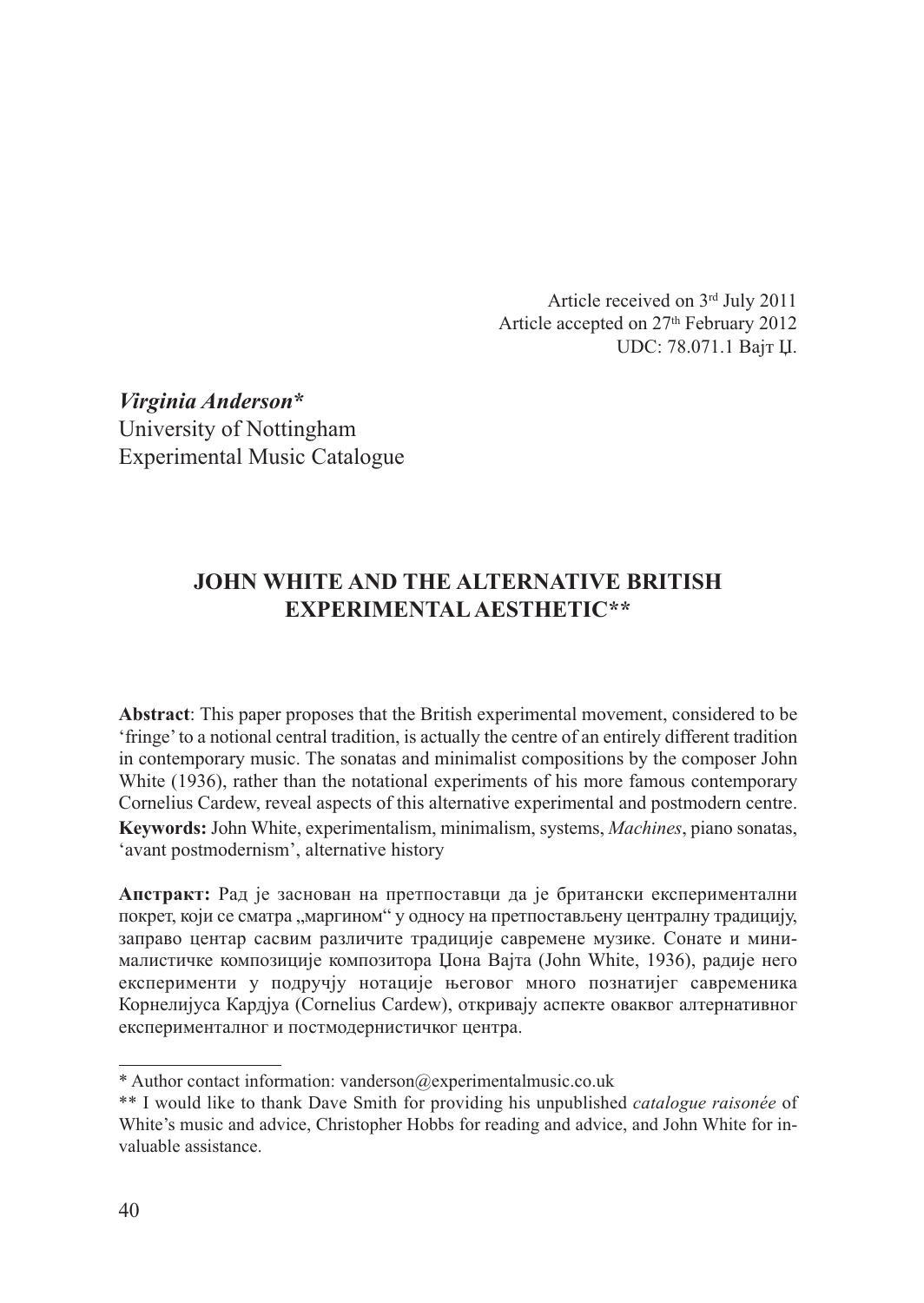Article received on 3rd July 2011
Article accepted on 27th February 2012
UDC: 78.071.1 Вајт Џ.

***Virginia Anderson****
University of Nottingham
Experimental Music Catalogue

## JOHN WHITE AND THE ALTERNATIVE BRITISH EXPERIMENTAL AESTHETIC**

**Abstract**: This paper proposes that the British experimental movement, considered to be 'fringe' to a notional central tradition, is actually the centre of an entirely different tradition in contemporary music. The sonatas and minimalist compositions by the composer John White (1936), rather than the notational experiments of his more famous contemporary Cornelius Cardew, reveal aspects of this alternative experimental and postmodern centre.

**Keywords:** John White, experimentalism, minimalism, systems, *Machines*, piano sonatas, 'avant postmodernism', alternative history

**Апстракт:** Рад је заснован на претпоставци да је британски експериментални покрет, који се сматра „маргином" у односу на претпостављену централну традицију, заправо центар сасвим различите традиције савремене музике. Сонате и минималистичке композиције композитора Џона Вајта (John White, 1936), радије него експерименти у подручју нотације његовог много познатијег савременика Корнелијуса Кардјуа (Cornelius Cardew), откривају аспекте оваквог алтернативног експерименталног и постмодернистичког центра.

---

\* Author contact information: vanderson@experimentalmusic.co.uk

\** I would like to thank Dave Smith for providing his unpublished *catalogue raisonée* of White's music and advice, Christopher Hobbs for reading and advice, and John White for invaluable assistance.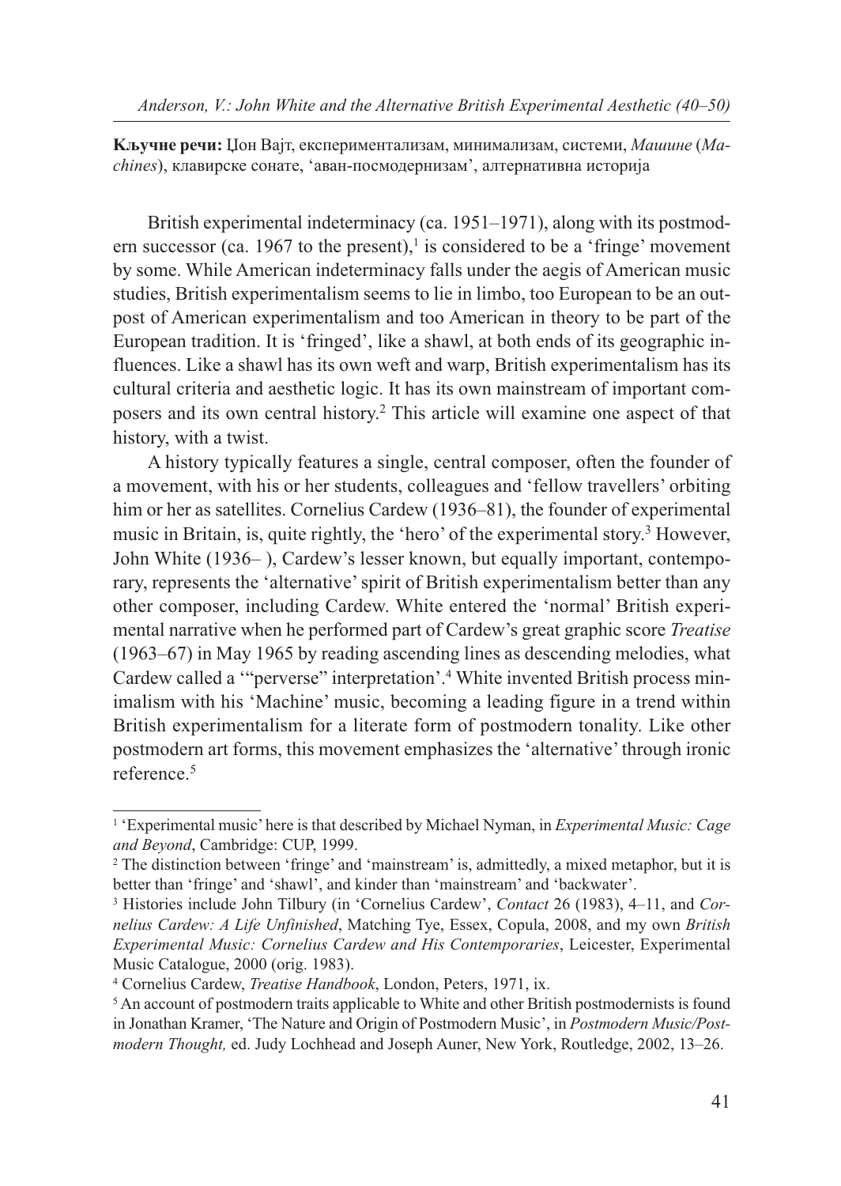**Кључне речи:** Џон Вајт, експериментализам, минимализам, системи, *Машине* (*Machines*), клавирске сонате, 'аван-посмодернизам', алтернативна историја

British experimental indeterminacy (ca. 1951–1971), along with its postmodern successor (ca. 1967 to the present),[1] is considered to be a 'fringe' movement by some. While American indeterminacy falls under the aegis of American music studies, British experimentalism seems to lie in limbo, too European to be an outpost of American experimentalism and too American in theory to be part of the European tradition. It is 'fringed', like a shawl, at both ends of its geographic influences. Like a shawl has its own weft and warp, British experimentalism has its cultural criteria and aesthetic logic. It has its own mainstream of important composers and its own central history.[2] This article will examine one aspect of that history, with a twist.

A history typically features a single, central composer, often the founder of a movement, with his or her students, colleagues and 'fellow travellers' orbiting him or her as satellites. Cornelius Cardew (1936–81), the founder of experimental music in Britain, is, quite rightly, the 'hero' of the experimental story.[3] However, John White (1936– ), Cardew's lesser known, but equally important, contemporary, represents the 'alternative' spirit of British experimentalism better than any other composer, including Cardew. White entered the 'normal' British experimental narrative when he performed part of Cardew's great graphic score *Treatise* (1963–67) in May 1965 by reading ascending lines as descending melodies, what Cardew called a '"perverse" interpretation'.[4] White invented British process minimalism with his 'Machine' music, becoming a leading figure in a trend within British experimentalism for a literate form of postmodern tonality. Like other postmodern art forms, this movement emphasizes the 'alternative' through ironic reference.[5]

---

[1] 'Experimental music' here is that described by Michael Nyman, in *Experimental Music: Cage and Beyond*, Cambridge: CUP, 1999.

[2] The distinction between 'fringe' and 'mainstream' is, admittedly, a mixed metaphor, but it is better than 'fringe' and 'shawl', and kinder than 'mainstream' and 'backwater'.

[3] Histories include John Tilbury (in 'Cornelius Cardew', *Contact* 26 (1983), 4–11, and *Cornelius Cardew: A Life Unfinished*, Matching Tye, Essex, Copula, 2008, and my own *British Experimental Music: Cornelius Cardew and His Contemporaries*, Leicester, Experimental Music Catalogue, 2000 (orig. 1983).

[4] Cornelius Cardew, *Treatise Handbook*, London, Peters, 1971, ix.

[5] An account of postmodern traits applicable to White and other British postmodernists is found in Jonathan Kramer, 'The Nature and Origin of Postmodern Music', in *Postmodern Music/Postmodern Thought,* ed. Judy Lochhead and Joseph Auner, New York, Routledge, 2002, 13–26.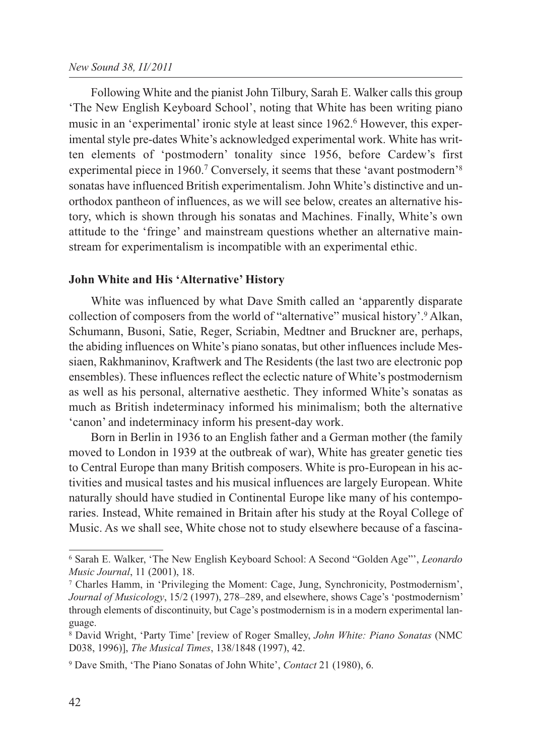Following White and the pianist John Tilbury, Sarah E. Walker calls this group 'The New English Keyboard School', noting that White has been writing piano music in an 'experimental' ironic style at least since 1962.[6] However, this experimental style pre-dates White's acknowledged experimental work. White has written elements of 'postmodern' tonality since 1956, before Cardew's first experimental piece in 1960.[7] Conversely, it seems that these 'avant postmodern'[8] sonatas have influenced British experimentalism. John White's distinctive and unorthodox pantheon of influences, as we will see below, creates an alternative history, which is shown through his sonatas and Machines. Finally, White's own attitude to the 'fringe' and mainstream questions whether an alternative mainstream for experimentalism is incompatible with an experimental ethic.

### John White and His 'Alternative' History

White was influenced by what Dave Smith called an 'apparently disparate collection of composers from the world of "alternative" musical history'.[9] Alkan, Schumann, Busoni, Satie, Reger, Scriabin, Medtner and Bruckner are, perhaps, the abiding influences on White's piano sonatas, but other influences include Messiaen, Rakhmaninov, Kraftwerk and The Residents (the last two are electronic pop ensembles). These influences reflect the eclectic nature of White's postmodernism as well as his personal, alternative aesthetic. They informed White's sonatas as much as British indeterminacy informed his minimalism; both the alternative 'canon' and indeterminacy inform his present-day work.

Born in Berlin in 1936 to an English father and a German mother (the family moved to London in 1939 at the outbreak of war), White has greater genetic ties to Central Europe than many British composers. White is pro-European in his activities and musical tastes and his musical influences are largely European. White naturally should have studied in Continental Europe like many of his contemporaries. Instead, White remained in Britain after his study at the Royal College of Music. As we shall see, White chose not to study elsewhere because of a fascina-

---

[6] Sarah E. Walker, 'The New English Keyboard School: A Second "Golden Age"', *Leonardo Music Journal*, 11 (2001), 18.

[7] Charles Hamm, in 'Privileging the Moment: Cage, Jung, Synchronicity, Postmodernism', *Journal of Musicology*, 15/2 (1997), 278–289, and elsewhere, shows Cage's 'postmodernism' through elements of discontinuity, but Cage's postmodernism is in a modern experimental language.

[8] David Wright, 'Party Time' [review of Roger Smalley, *John White: Piano Sonatas* (NMC D038, 1996)], *The Musical Times*, 138/1848 (1997), 42.

[9] Dave Smith, 'The Piano Sonatas of John White', *Contact* 21 (1980), 6.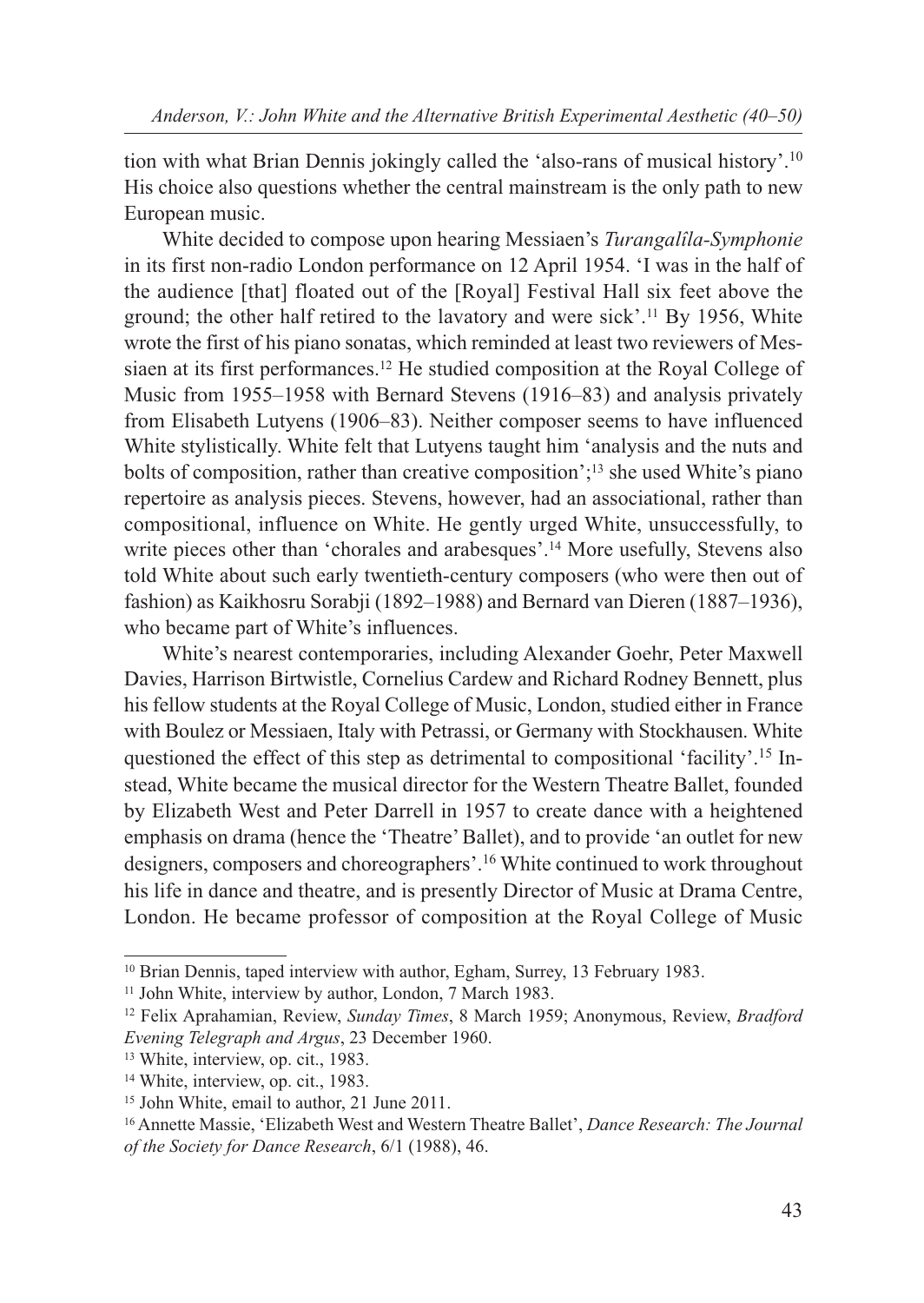tion with what Brian Dennis jokingly called the 'also-rans of musical history'.[10] His choice also questions whether the central mainstream is the only path to new European music.

White decided to compose upon hearing Messiaen's *Turangalîla-Symphonie* in its first non-radio London performance on 12 April 1954. 'I was in the half of the audience [that] floated out of the [Royal] Festival Hall six feet above the ground; the other half retired to the lavatory and were sick'.[11] By 1956, White wrote the first of his piano sonatas, which reminded at least two reviewers of Messiaen at its first performances.[12] He studied composition at the Royal College of Music from 1955–1958 with Bernard Stevens (1916–83) and analysis privately from Elisabeth Lutyens (1906–83). Neither composer seems to have influenced White stylistically. White felt that Lutyens taught him 'analysis and the nuts and bolts of composition, rather than creative composition';[13] she used White's piano repertoire as analysis pieces. Stevens, however, had an associational, rather than compositional, influence on White. He gently urged White, unsuccessfully, to write pieces other than 'chorales and arabesques'.[14] More usefully, Stevens also told White about such early twentieth-century composers (who were then out of fashion) as Kaikhosru Sorabji (1892–1988) and Bernard van Dieren (1887–1936), who became part of White's influences.

White's nearest contemporaries, including Alexander Goehr, Peter Maxwell Davies, Harrison Birtwistle, Cornelius Cardew and Richard Rodney Bennett, plus his fellow students at the Royal College of Music, London, studied either in France with Boulez or Messiaen, Italy with Petrassi, or Germany with Stockhausen. White questioned the effect of this step as detrimental to compositional 'facility'.[15] Instead, White became the musical director for the Western Theatre Ballet, founded by Elizabeth West and Peter Darrell in 1957 to create dance with a heightened emphasis on drama (hence the 'Theatre' Ballet), and to provide 'an outlet for new designers, composers and choreographers'.[16] White continued to work throughout his life in dance and theatre, and is presently Director of Music at Drama Centre, London. He became professor of composition at the Royal College of Music

---

[10] Brian Dennis, taped interview with author, Egham, Surrey, 13 February 1983.

[11] John White, interview by author, London, 7 March 1983.

[12] Felix Aprahamian, Review, *Sunday Times*, 8 March 1959; Anonymous, Review, *Bradford Evening Telegraph and Argus*, 23 December 1960.

[13] White, interview, op. cit., 1983.

[14] White, interview, op. cit., 1983.

[15] John White, email to author, 21 June 2011.

[16] Annette Massie, 'Elizabeth West and Western Theatre Ballet', *Dance Research: The Journal of the Society for Dance Research*, 6/1 (1988), 46.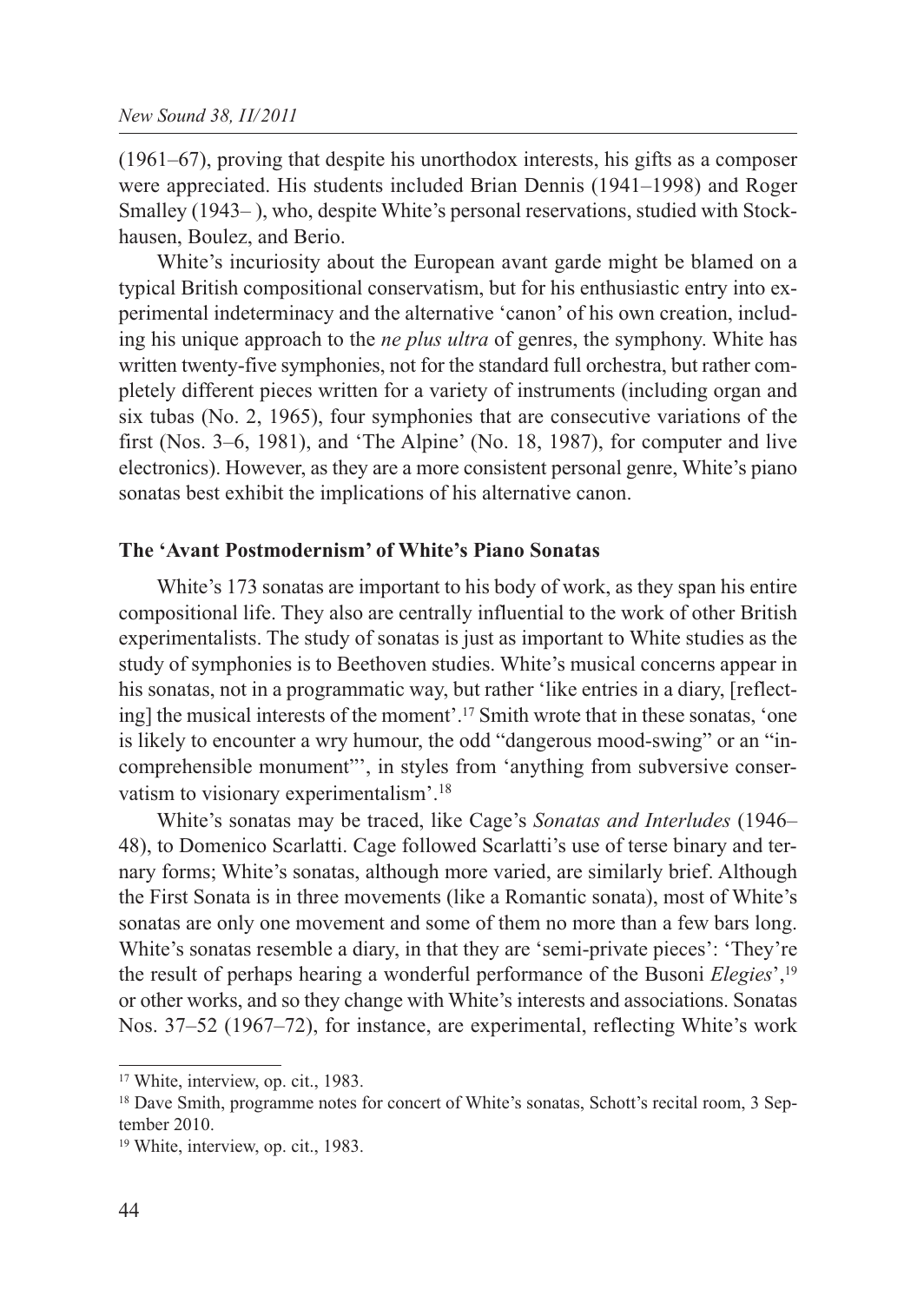(1961–67), proving that despite his unorthodox interests, his gifts as a composer were appreciated. His students included Brian Dennis (1941–1998) and Roger Smalley (1943– ), who, despite White's personal reservations, studied with Stockhausen, Boulez, and Berio.

White's incuriosity about the European avant garde might be blamed on a typical British compositional conservatism, but for his enthusiastic entry into experimental indeterminacy and the alternative 'canon' of his own creation, including his unique approach to the *ne plus ultra* of genres, the symphony. White has written twenty-five symphonies, not for the standard full orchestra, but rather completely different pieces written for a variety of instruments (including organ and six tubas (No. 2, 1965), four symphonies that are consecutive variations of the first (Nos. 3–6, 1981), and 'The Alpine' (No. 18, 1987), for computer and live electronics). However, as they are a more consistent personal genre, White's piano sonatas best exhibit the implications of his alternative canon.

### The 'Avant Postmodernism' of White's Piano Sonatas

White's 173 sonatas are important to his body of work, as they span his entire compositional life. They also are centrally influential to the work of other British experimentalists. The study of sonatas is just as important to White studies as the study of symphonies is to Beethoven studies. White's musical concerns appear in his sonatas, not in a programmatic way, but rather 'like entries in a diary, [reflecting] the musical interests of the moment'.[17] Smith wrote that in these sonatas, 'one is likely to encounter a wry humour, the odd "dangerous mood-swing" or an "incomprehensible monument"', in styles from 'anything from subversive conservatism to visionary experimentalism'.[18]

White's sonatas may be traced, like Cage's *Sonatas and Interludes* (1946–48), to Domenico Scarlatti. Cage followed Scarlatti's use of terse binary and ternary forms; White's sonatas, although more varied, are similarly brief. Although the First Sonata is in three movements (like a Romantic sonata), most of White's sonatas are only one movement and some of them no more than a few bars long. White's sonatas resemble a diary, in that they are 'semi-private pieces': 'They're the result of perhaps hearing a wonderful performance of the Busoni *Elegies*',[19] or other works, and so they change with White's interests and associations. Sonatas Nos. 37–52 (1967–72), for instance, are experimental, reflecting White's work

---

[17] White, interview, op. cit., 1983.

[18] Dave Smith, programme notes for concert of White's sonatas, Schott's recital room, 3 September 2010.

[19] White, interview, op. cit., 1983.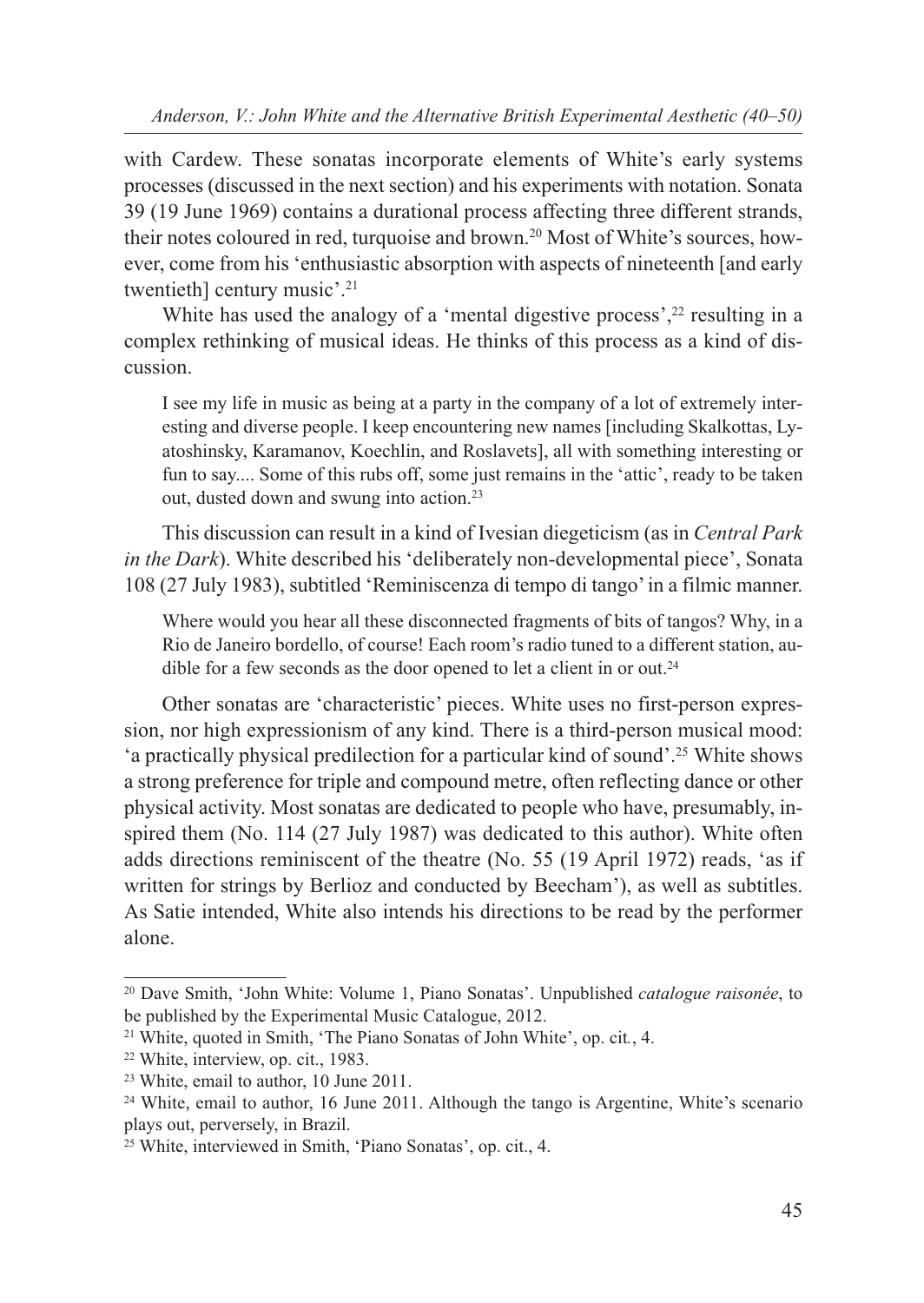with Cardew. These sonatas incorporate elements of White's early systems processes (discussed in the next section) and his experiments with notation. Sonata 39 (19 June 1969) contains a durational process affecting three different strands, their notes coloured in red, turquoise and brown.[20] Most of White's sources, however, come from his 'enthusiastic absorption with aspects of nineteenth [and early twentieth] century music'.[21]

White has used the analogy of a 'mental digestive process',[22] resulting in a complex rethinking of musical ideas. He thinks of this process as a kind of discussion.

> I see my life in music as being at a party in the company of a lot of extremely interesting and diverse people. I keep encountering new names [including Skalkottas, Lyatoshinsky, Karamanov, Koechlin, and Roslavets], all with something interesting or fun to say.... Some of this rubs off, some just remains in the 'attic', ready to be taken out, dusted down and swung into action.[23]

This discussion can result in a kind of Ivesian diegeticism (as in *Central Park in the Dark*). White described his 'deliberately non-developmental piece', Sonata 108 (27 July 1983), subtitled 'Reminiscenza di tempo di tango' in a filmic manner.

> Where would you hear all these disconnected fragments of bits of tangos? Why, in a Rio de Janeiro bordello, of course! Each room's radio tuned to a different station, audible for a few seconds as the door opened to let a client in or out.[24]

Other sonatas are 'characteristic' pieces. White uses no first-person expression, nor high expressionism of any kind. There is a third-person musical mood: 'a practically physical predilection for a particular kind of sound'.[25] White shows a strong preference for triple and compound metre, often reflecting dance or other physical activity. Most sonatas are dedicated to people who have, presumably, inspired them (No. 114 (27 July 1987) was dedicated to this author). White often adds directions reminiscent of the theatre (No. 55 (19 April 1972) reads, 'as if written for strings by Berlioz and conducted by Beecham'), as well as subtitles. As Satie intended, White also intends his directions to be read by the performer alone.

---

[20] Dave Smith, 'John White: Volume 1, Piano Sonatas'. Unpublished *catalogue raisonée*, to be published by the Experimental Music Catalogue, 2012.

[21] White, quoted in Smith, 'The Piano Sonatas of John White', op. cit., 4.

[22] White, interview, op. cit., 1983.

[23] White, email to author, 10 June 2011.

[24] White, email to author, 16 June 2011. Although the tango is Argentine, White's scenario plays out, perversely, in Brazil.

[25] White, interviewed in Smith, 'Piano Sonatas', op. cit., 4.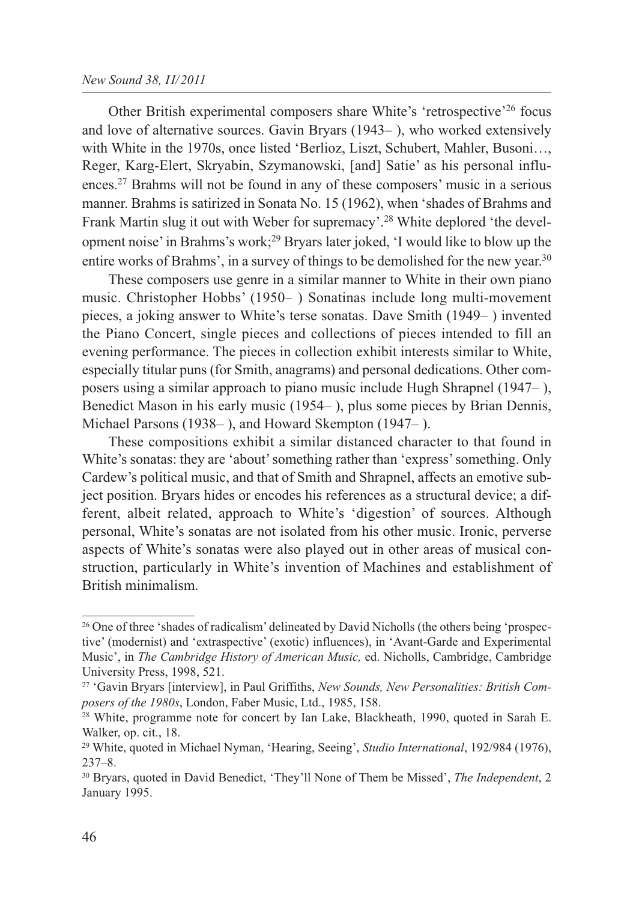Other British experimental composers share White's 'retrospective'[26] focus and love of alternative sources. Gavin Bryars (1943– ), who worked extensively with White in the 1970s, once listed 'Berlioz, Liszt, Schubert, Mahler, Busoni…, Reger, Karg-Elert, Skryabin, Szymanowski, [and] Satie' as his personal influences.[27] Brahms will not be found in any of these composers' music in a serious manner. Brahms is satirized in Sonata No. 15 (1962), when 'shades of Brahms and Frank Martin slug it out with Weber for supremacy'.[28] White deplored 'the development noise' in Brahms's work;[29] Bryars later joked, 'I would like to blow up the entire works of Brahms', in a survey of things to be demolished for the new year.[30]

These composers use genre in a similar manner to White in their own piano music. Christopher Hobbs' (1950– ) Sonatinas include long multi-movement pieces, a joking answer to White's terse sonatas. Dave Smith (1949– ) invented the Piano Concert, single pieces and collections of pieces intended to fill an evening performance. The pieces in collection exhibit interests similar to White, especially titular puns (for Smith, anagrams) and personal dedications. Other composers using a similar approach to piano music include Hugh Shrapnel (1947– ), Benedict Mason in his early music (1954– ), plus some pieces by Brian Dennis, Michael Parsons (1938– ), and Howard Skempton (1947– ).

These compositions exhibit a similar distanced character to that found in White's sonatas: they are 'about' something rather than 'express' something. Only Cardew's political music, and that of Smith and Shrapnel, affects an emotive subject position. Bryars hides or encodes his references as a structural device; a different, albeit related, approach to White's 'digestion' of sources. Although personal, White's sonatas are not isolated from his other music. Ironic, perverse aspects of White's sonatas were also played out in other areas of musical construction, particularly in White's invention of Machines and establishment of British minimalism.

---

[26] One of three 'shades of radicalism' delineated by David Nicholls (the others being 'prospective' (modernist) and 'extraspective' (exotic) influences), in 'Avant-Garde and Experimental Music', in *The Cambridge History of American Music,* ed. Nicholls, Cambridge, Cambridge University Press, 1998, 521.

[27] 'Gavin Bryars [interview], in Paul Griffiths, *New Sounds, New Personalities: British Composers of the 1980s*, London, Faber Music, Ltd., 1985, 158.

[28] White, programme note for concert by Ian Lake, Blackheath, 1990, quoted in Sarah E. Walker, op. cit., 18.

[29] White, quoted in Michael Nyman, 'Hearing, Seeing', *Studio International*, 192/984 (1976), 237–8.

[30] Bryars, quoted in David Benedict, 'They'll None of Them be Missed', *The Independent*, 2 January 1995.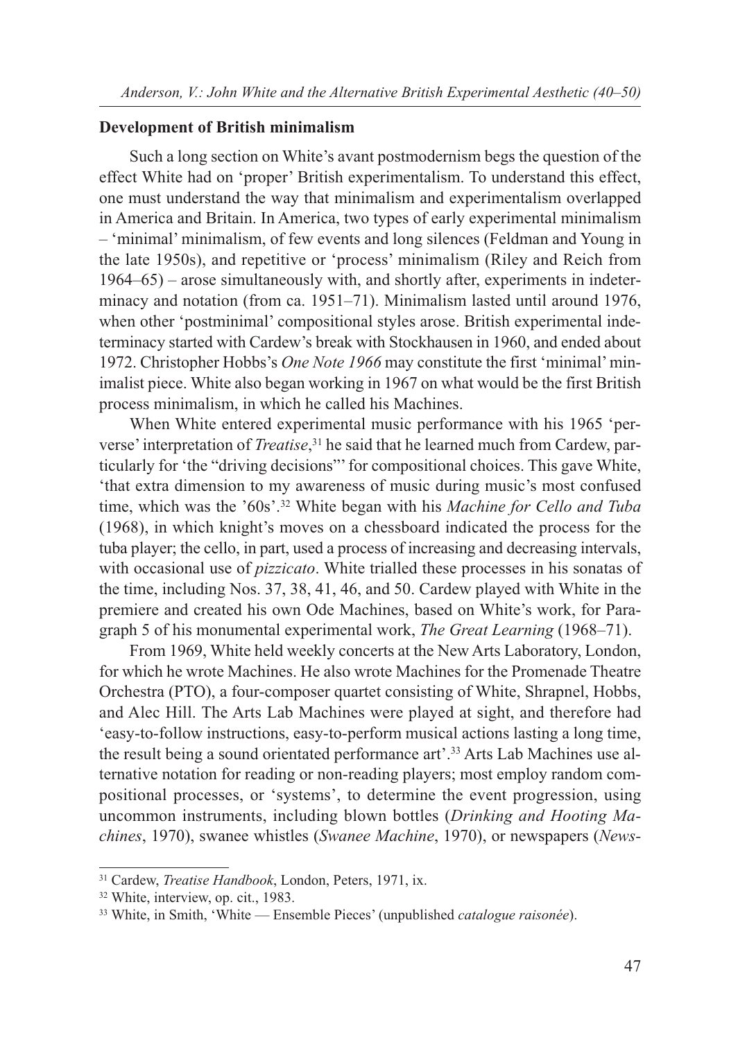## Development of British minimalism

Such a long section on White's avant postmodernism begs the question of the effect White had on 'proper' British experimentalism. To understand this effect, one must understand the way that minimalism and experimentalism overlapped in America and Britain. In America, two types of early experimental minimalism – 'minimal' minimalism, of few events and long silences (Feldman and Young in the late 1950s), and repetitive or 'process' minimalism (Riley and Reich from 1964–65) – arose simultaneously with, and shortly after, experiments in indeterminacy and notation (from ca. 1951–71). Minimalism lasted until around 1976, when other 'postminimal' compositional styles arose. British experimental indeterminacy started with Cardew's break with Stockhausen in 1960, and ended about 1972. Christopher Hobbs's *One Note 1966* may constitute the first 'minimal' minimalist piece. White also began working in 1967 on what would be the first British process minimalism, in which he called his Machines.

When White entered experimental music performance with his 1965 'perverse' interpretation of *Treatise*,[31] he said that he learned much from Cardew, particularly for 'the "driving decisions"' for compositional choices. This gave White, 'that extra dimension to my awareness of music during music's most confused time, which was the '60s'.[32] White began with his *Machine for Cello and Tuba* (1968), in which knight's moves on a chessboard indicated the process for the tuba player; the cello, in part, used a process of increasing and decreasing intervals, with occasional use of *pizzicato*. White trialled these processes in his sonatas of the time, including Nos. 37, 38, 41, 46, and 50. Cardew played with White in the premiere and created his own Ode Machines, based on White's work, for Paragraph 5 of his monumental experimental work, *The Great Learning* (1968–71).

From 1969, White held weekly concerts at the New Arts Laboratory, London, for which he wrote Machines. He also wrote Machines for the Promenade Theatre Orchestra (PTO), a four-composer quartet consisting of White, Shrapnel, Hobbs, and Alec Hill. The Arts Lab Machines were played at sight, and therefore had 'easy-to-follow instructions, easy-to-perform musical actions lasting a long time, the result being a sound orientated performance art'.[33] Arts Lab Machines use alternative notation for reading or non-reading players; most employ random compositional processes, or 'systems', to determine the event progression, using uncommon instruments, including blown bottles (*Drinking and Hooting Machines*, 1970), swanee whistles (*Swanee Machine*, 1970), or newspapers (*News-*

---

[31] Cardew, *Treatise Handbook*, London, Peters, 1971, ix.

[32] White, interview, op. cit., 1983.

[33] White, in Smith, 'White — Ensemble Pieces' (unpublished *catalogue raisonée*).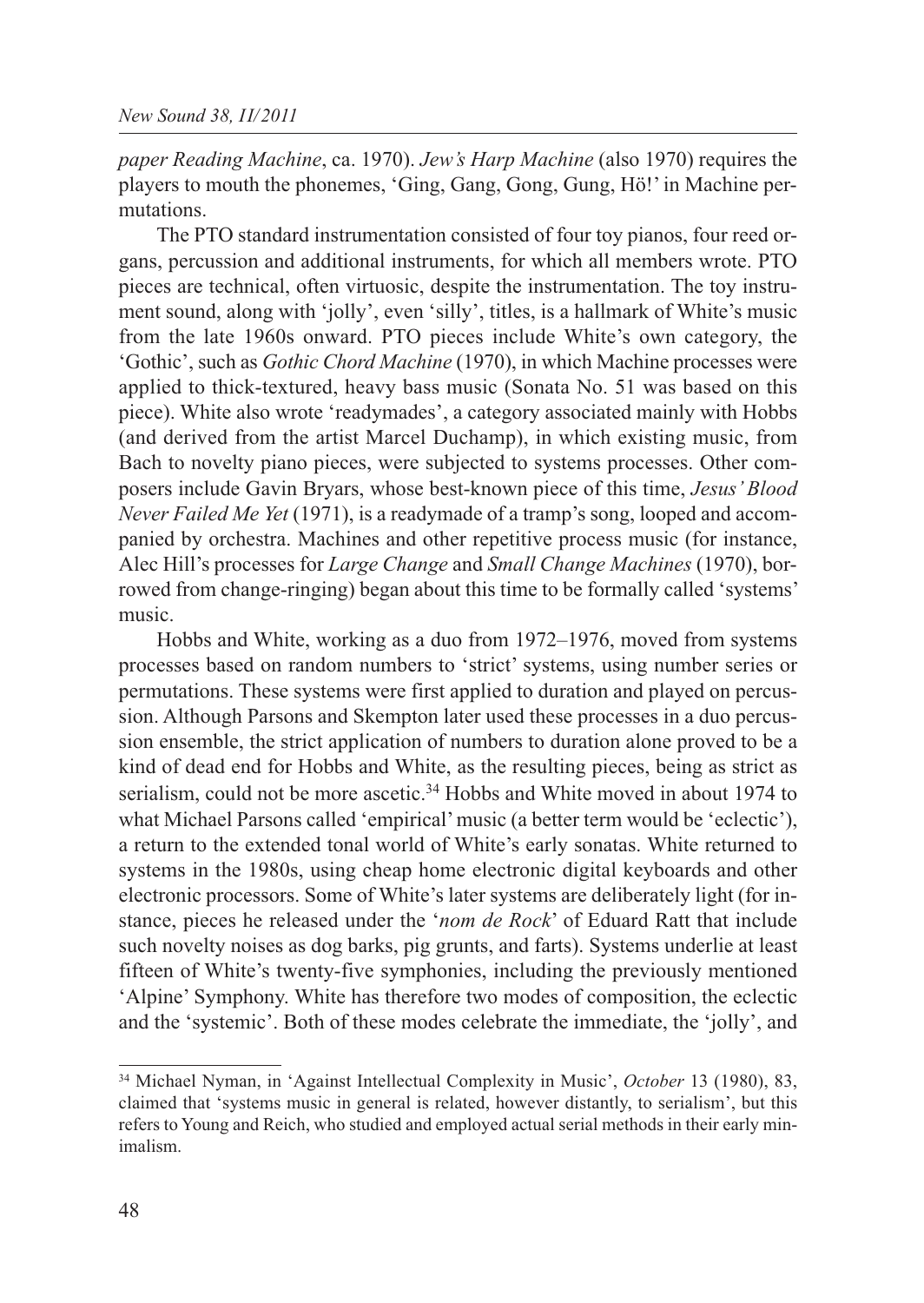*paper Reading Machine*, ca. 1970). *Jew's Harp Machine* (also 1970) requires the players to mouth the phonemes, 'Ging, Gang, Gong, Gung, Hö!' in Machine permutations.

The PTO standard instrumentation consisted of four toy pianos, four reed organs, percussion and additional instruments, for which all members wrote. PTO pieces are technical, often virtuosic, despite the instrumentation. The toy instrument sound, along with 'jolly', even 'silly', titles, is a hallmark of White's music from the late 1960s onward. PTO pieces include White's own category, the 'Gothic', such as *Gothic Chord Machine* (1970), in which Machine processes were applied to thick-textured, heavy bass music (Sonata No. 51 was based on this piece). White also wrote 'readymades', a category associated mainly with Hobbs (and derived from the artist Marcel Duchamp), in which existing music, from Bach to novelty piano pieces, were subjected to systems processes. Other composers include Gavin Bryars, whose best-known piece of this time, *Jesus' Blood Never Failed Me Yet* (1971), is a readymade of a tramp's song, looped and accompanied by orchestra. Machines and other repetitive process music (for instance, Alec Hill's processes for *Large Change* and *Small Change Machines* (1970), borrowed from change-ringing) began about this time to be formally called 'systems' music.

Hobbs and White, working as a duo from 1972–1976, moved from systems processes based on random numbers to 'strict' systems, using number series or permutations. These systems were first applied to duration and played on percussion. Although Parsons and Skempton later used these processes in a duo percussion ensemble, the strict application of numbers to duration alone proved to be a kind of dead end for Hobbs and White, as the resulting pieces, being as strict as serialism, could not be more ascetic.[34] Hobbs and White moved in about 1974 to what Michael Parsons called 'empirical' music (a better term would be 'eclectic'), a return to the extended tonal world of White's early sonatas. White returned to systems in the 1980s, using cheap home electronic digital keyboards and other electronic processors. Some of White's later systems are deliberately light (for instance, pieces he released under the '*nom de Rock*' of Eduard Ratt that include such novelty noises as dog barks, pig grunts, and farts). Systems underlie at least fifteen of White's twenty-five symphonies, including the previously mentioned 'Alpine' Symphony. White has therefore two modes of composition, the eclectic and the 'systemic'. Both of these modes celebrate the immediate, the 'jolly', and

---

[34] Michael Nyman, in 'Against Intellectual Complexity in Music', *October* 13 (1980), 83, claimed that 'systems music in general is related, however distantly, to serialism', but this refers to Young and Reich, who studied and employed actual serial methods in their early minimalism.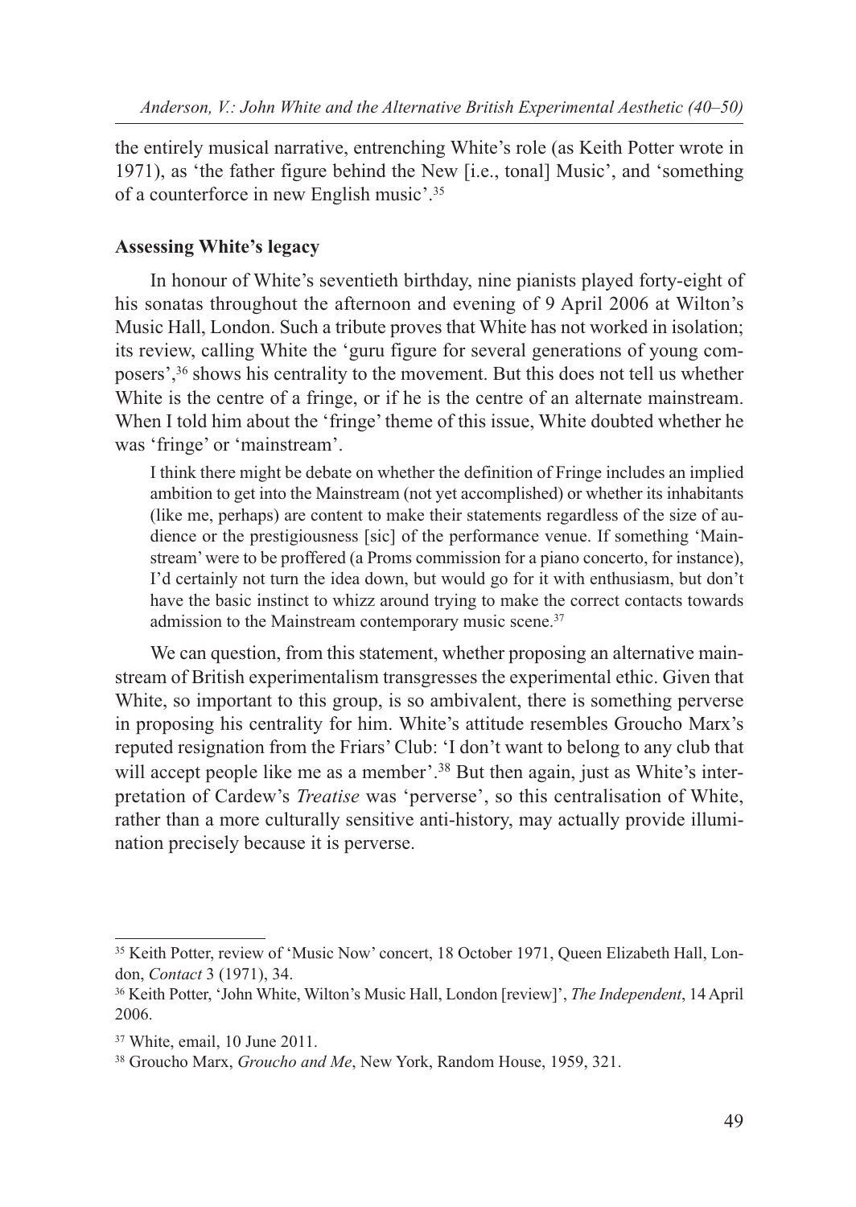the entirely musical narrative, entrenching White's role (as Keith Potter wrote in 1971), as 'the father figure behind the New [i.e., tonal] Music', and 'something of a counterforce in new English music'.[35]

## Assessing White's legacy

In honour of White's seventieth birthday, nine pianists played forty-eight of his sonatas throughout the afternoon and evening of 9 April 2006 at Wilton's Music Hall, London. Such a tribute proves that White has not worked in isolation; its review, calling White the 'guru figure for several generations of young composers',[36] shows his centrality to the movement. But this does not tell us whether White is the centre of a fringe, or if he is the centre of an alternate mainstream. When I told him about the 'fringe' theme of this issue, White doubted whether he was 'fringe' or 'mainstream'.

> I think there might be debate on whether the definition of Fringe includes an implied ambition to get into the Mainstream (not yet accomplished) or whether its inhabitants (like me, perhaps) are content to make their statements regardless of the size of audience or the prestigiousness [sic] of the performance venue. If something 'Mainstream' were to be proffered (a Proms commission for a piano concerto, for instance), I'd certainly not turn the idea down, but would go for it with enthusiasm, but don't have the basic instinct to whizz around trying to make the correct contacts towards admission to the Mainstream contemporary music scene.[37]

We can question, from this statement, whether proposing an alternative mainstream of British experimentalism transgresses the experimental ethic. Given that White, so important to this group, is so ambivalent, there is something perverse in proposing his centrality for him. White's attitude resembles Groucho Marx's reputed resignation from the Friars' Club: 'I don't want to belong to any club that will accept people like me as a member'.[38] But then again, just as White's interpretation of Cardew's *Treatise* was 'perverse', so this centralisation of White, rather than a more culturally sensitive anti-history, may actually provide illumination precisely because it is perverse.

---

[35] Keith Potter, review of 'Music Now' concert, 18 October 1971, Queen Elizabeth Hall, London, *Contact* 3 (1971), 34.

[36] Keith Potter, 'John White, Wilton's Music Hall, London [review]', *The Independent*, 14 April 2006.

[37] White, email, 10 June 2011.

[38] Groucho Marx, *Groucho and Me*, New York, Random House, 1959, 321.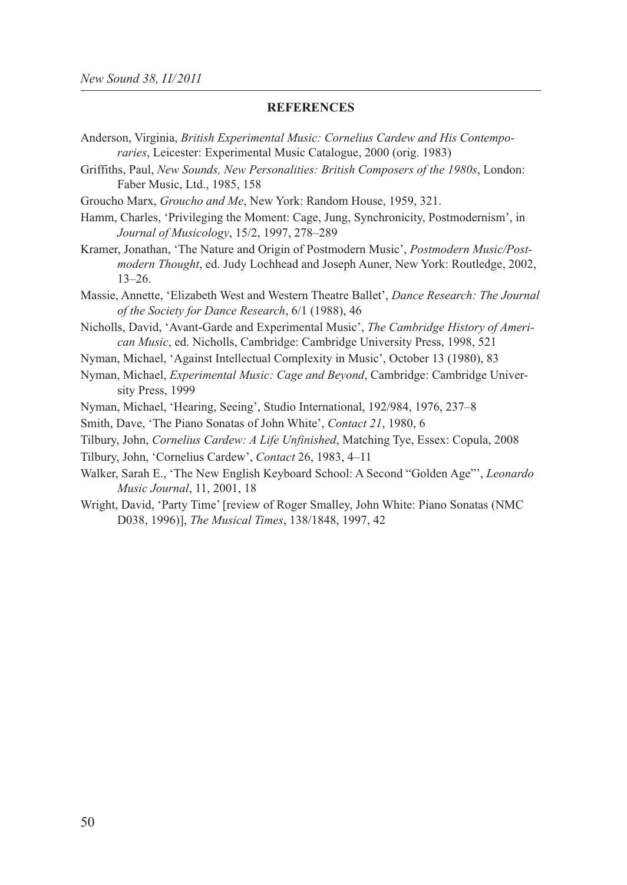**REFERENCES**

Anderson, Virginia, *British Experimental Music: Cornelius Cardew and His Contemporaries*, Leicester: Experimental Music Catalogue, 2000 (orig. 1983)

Griffiths, Paul, *New Sounds, New Personalities: British Composers of the 1980s*, London: Faber Music, Ltd., 1985, 158

Groucho Marx, *Groucho and Me*, New York: Random House, 1959, 321.

Hamm, Charles, 'Privileging the Moment: Cage, Jung, Synchronicity, Postmodernism', in *Journal of Musicology*, 15/2, 1997, 278–289

Kramer, Jonathan, 'The Nature and Origin of Postmodern Music', *Postmodern Music/Postmodern Thought*, ed. Judy Lochhead and Joseph Auner, New York: Routledge, 2002, 13–26.

Massie, Annette, 'Elizabeth West and Western Theatre Ballet', *Dance Research: The Journal of the Society for Dance Research*, 6/1 (1988), 46

Nicholls, David, 'Avant-Garde and Experimental Music', *The Cambridge History of American Music*, ed. Nicholls, Cambridge: Cambridge University Press, 1998, 521

Nyman, Michael, 'Against Intellectual Complexity in Music', October 13 (1980), 83

Nyman, Michael, *Experimental Music: Cage and Beyond*, Cambridge: Cambridge University Press, 1999

Nyman, Michael, 'Hearing, Seeing', Studio International, 192/984, 1976, 237–8

Smith, Dave, 'The Piano Sonatas of John White', *Contact 21*, 1980, 6

Tilbury, John, *Cornelius Cardew: A Life Unfinished*, Matching Tye, Essex: Copula, 2008

Tilbury, John, 'Cornelius Cardew', *Contact* 26, 1983, 4–11

Walker, Sarah E., 'The New English Keyboard School: A Second "Golden Age"', *Leonardo Music Journal*, 11, 2001, 18

Wright, David, 'Party Time' [review of Roger Smalley, John White: Piano Sonatas (NMC D038, 1996)], *The Musical Times*, 138/1848, 1997, 42